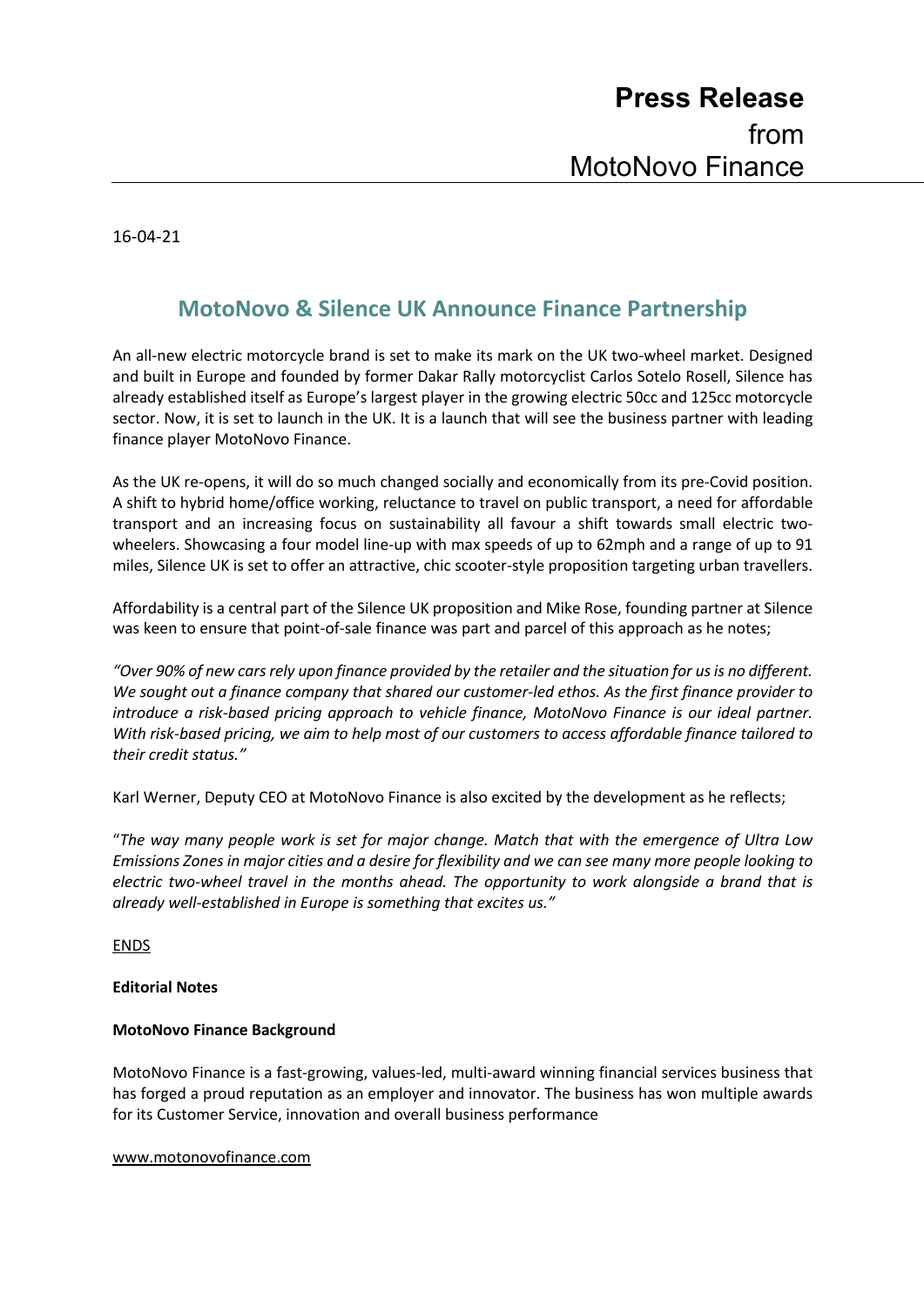**Press Release**
from
MotoNovo Finance

16-04-21

## MotoNovo & Silence UK Announce Finance Partnership

An all-new electric motorcycle brand is set to make its mark on the UK two-wheel market. Designed and built in Europe and founded by former Dakar Rally motorcyclist Carlos Sotelo Rosell, Silence has already established itself as Europe's largest player in the growing electric 50cc and 125cc motorcycle sector. Now, it is set to launch in the UK. It is a launch that will see the business partner with leading finance player MotoNovo Finance.

As the UK re-opens, it will do so much changed socially and economically from its pre-Covid position. A shift to hybrid home/office working, reluctance to travel on public transport, a need for affordable transport and an increasing focus on sustainability all favour a shift towards small electric two-wheelers. Showcasing a four model line-up with max speeds of up to 62mph and a range of up to 91 miles, Silence UK is set to offer an attractive, chic scooter-style proposition targeting urban travellers.

Affordability is a central part of the Silence UK proposition and Mike Rose, founding partner at Silence was keen to ensure that point-of-sale finance was part and parcel of this approach as he notes;

*"Over 90% of new cars rely upon finance provided by the retailer and the situation for us is no different. We sought out a finance company that shared our customer-led ethos. As the first finance provider to introduce a risk-based pricing approach to vehicle finance, MotoNovo Finance is our ideal partner. With risk-based pricing, we aim to help most of our customers to access affordable finance tailored to their credit status."*

Karl Werner, Deputy CEO at MotoNovo Finance is also excited by the development as he reflects;

"*The way many people work is set for major change. Match that with the emergence of Ultra Low Emissions Zones in major cities and a desire for flexibility and we can see many more people looking to electric two-wheel travel in the months ahead. The opportunity to work alongside a brand that is already well-established in Europe is something that excites us."*

ENDS

**Editorial Notes**

**MotoNovo Finance Background**

MotoNovo Finance is a fast-growing, values-led, multi-award winning financial services business that has forged a proud reputation as an employer and innovator. The business has won multiple awards for its Customer Service, innovation and overall business performance

www.motonovofinance.com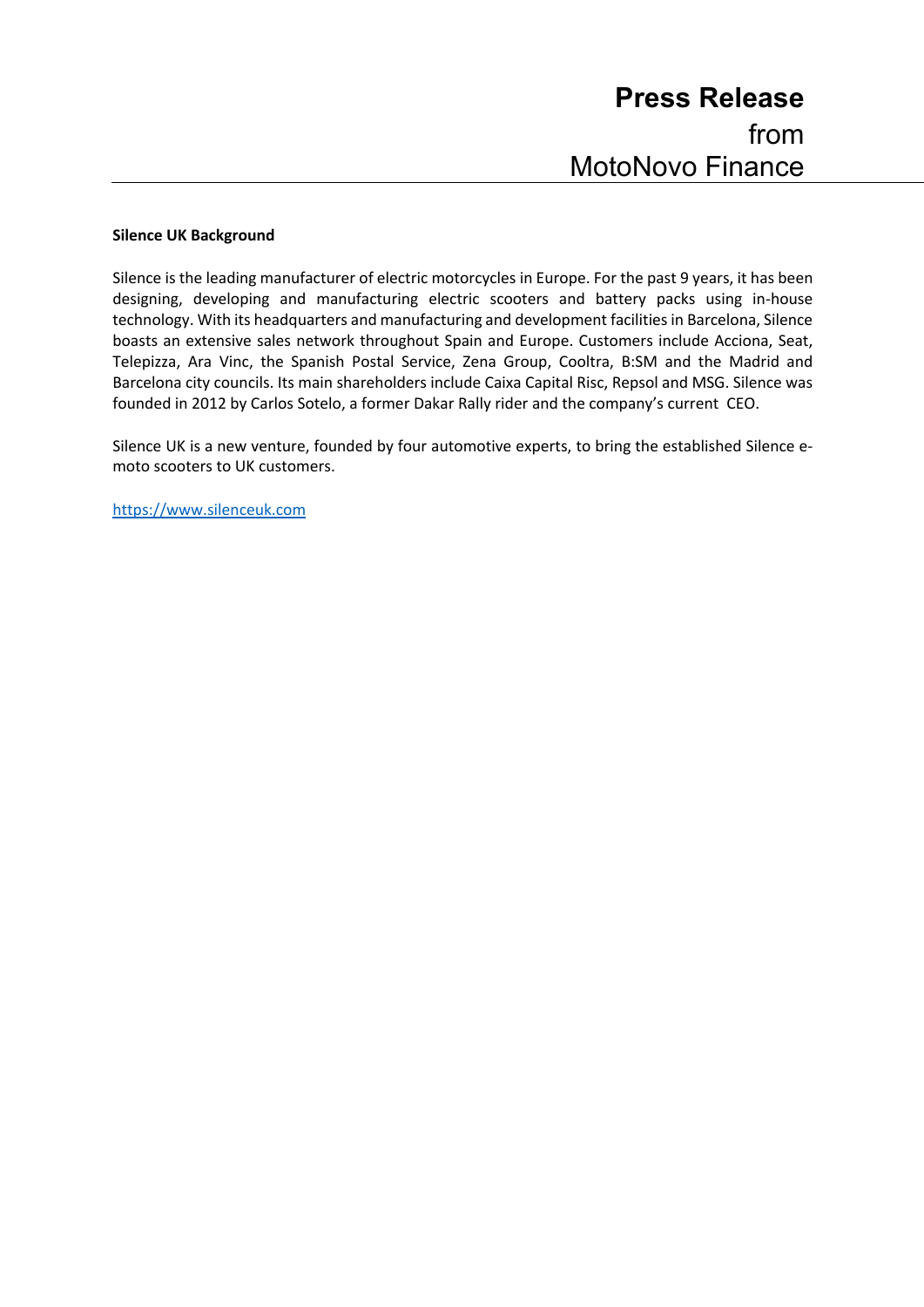# Press Release
from
MotoNovo Finance

**Silence UK Background**

Silence is the leading manufacturer of electric motorcycles in Europe. For the past 9 years, it has been designing, developing and manufacturing electric scooters and battery packs using in-house technology. With its headquarters and manufacturing and development facilities in Barcelona, Silence boasts an extensive sales network throughout Spain and Europe. Customers include Acciona, Seat, Telepizza, Ara Vinc, the Spanish Postal Service, Zena Group, Cooltra, B:SM and the Madrid and Barcelona city councils. Its main shareholders include Caixa Capital Risc, Repsol and MSG. Silence was founded in 2012 by Carlos Sotelo, a former Dakar Rally rider and the company's current CEO.

Silence UK is a new venture, founded by four automotive experts, to bring the established Silence e-moto scooters to UK customers.

https://www.silenceuk.com